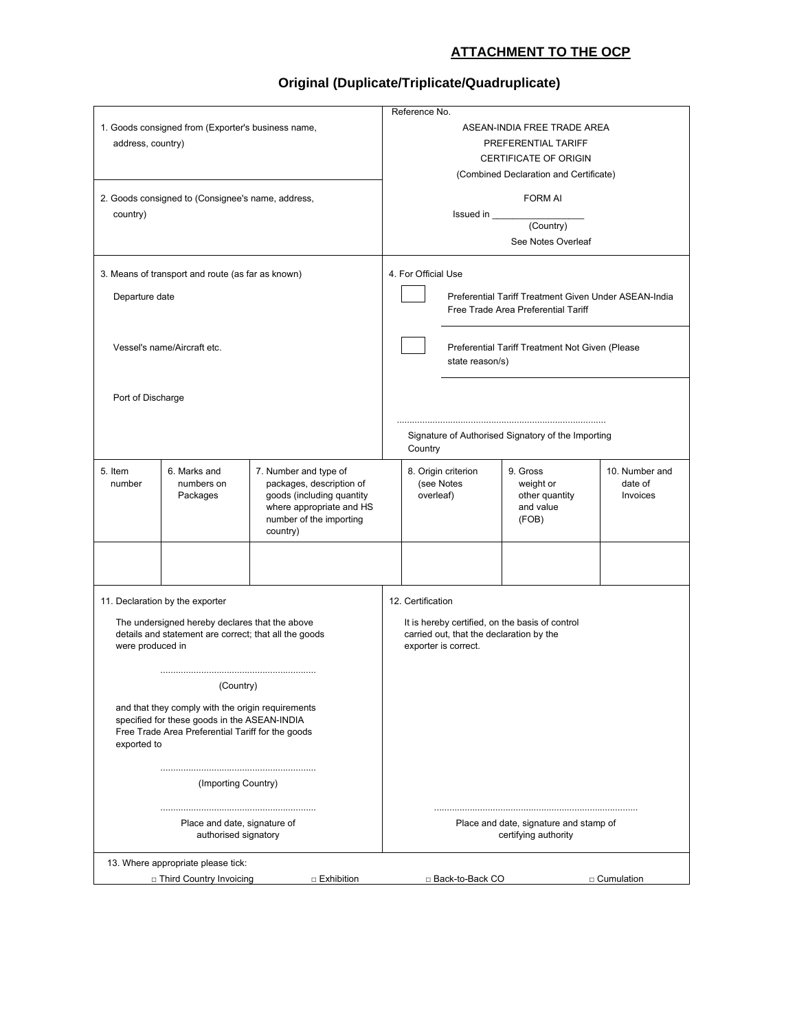## ATTACHMENT TO THE OCP

### Original (Duplicate/Triplicate/Quadruplicate)

| 1. Goods consigned from (Exporter's business name, address, country) | Reference No.<br>ASEAN-INDIA FREE TRADE AREA<br>PREFERENTIAL TARIFF<br>CERTIFICATE OF ORIGIN<br>(Combined Declaration and Certificate) |
|---|---|
| 2. Goods consigned to (Consignee's name, address, country) | FORM AI<br>Issued in __________________<br>(Country)<br>See Notes Overleaf |
| 3. Means of transport and route (as far as known)<br><br>Departure date<br><br>Vessel's name/Aircraft etc.<br><br>Port of Discharge | 4. For Official Use<br><br>☐ Preferential Tariff Treatment Given Under ASEAN-India Free Trade Area Preferential Tariff<br><br>☐ Preferential Tariff Treatment Not Given (Please state reason/s)<br><br>.................................................................................<br>Signature of Authorised Signatory of the Importing Country |

| 5. Item number | 6. Marks and numbers on Packages | 7. Number and type of packages, description of goods (including quantity where appropriate and HS number of the importing country) | 8. Origin criterion (see Notes overleaf) | 9. Gross weight or other quantity and value (FOB) | 10. Number and date of Invoices |
|---|---|---|---|---|---|
| | | | | | |

| 11. Declaration by the exporter | 12. Certification |
|---|---|
| The undersigned hereby declares that the above details and statement are correct; that all the goods were produced in<br><br>............................................................<br>(Country)<br><br>and that they comply with the origin requirements specified for these goods in the ASEAN-INDIA Free Trade Area Preferential Tariff for the goods exported to<br><br>............................................................<br>(Importing Country)<br><br>............................................................<br>Place and date, signature of authorised signatory | It is hereby certified, on the basis of control carried out, that the declaration by the exporter is correct.<br><br>..............................................................................<br>Place and date, signature and stamp of certifying authority |

13. Where appropriate please tick:

□ Third Country Invoicing □ Exhibition □ Back-to-Back CO □ Cumulation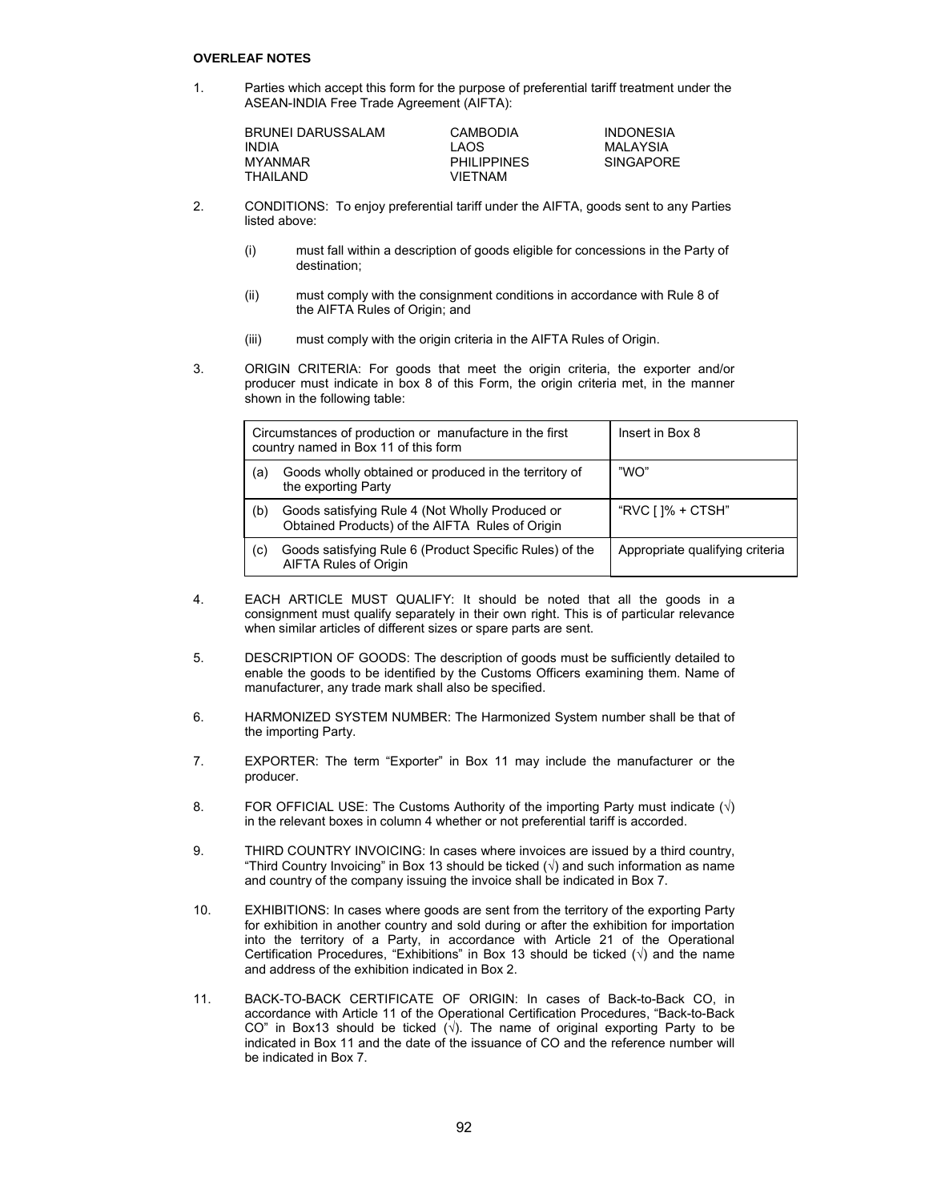**OVERLEAF NOTES**

1. Parties which accept this form for the purpose of preferential tariff treatment under the ASEAN-INDIA Free Trade Agreement (AIFTA):

| | | |
|---|---|---|
| BRUNEI DARUSSALAM | CAMBODIA | INDONESIA |
| INDIA | LAOS | MALAYSIA |
| MYANMAR | PHILIPPINES | SINGAPORE |
| THAILAND | VIETNAM | |

2. CONDITIONS: To enjoy preferential tariff under the AIFTA, goods sent to any Parties listed above:

   (i) must fall within a description of goods eligible for concessions in the Party of destination;

   (ii) must comply with the consignment conditions in accordance with Rule 8 of the AIFTA Rules of Origin; and

   (iii) must comply with the origin criteria in the AIFTA Rules of Origin.

3. ORIGIN CRITERIA: For goods that meet the origin criteria, the exporter and/or producer must indicate in box 8 of this Form, the origin criteria met, in the manner shown in the following table:

| Circumstances of production or manufacture in the first country named in Box 11 of this form | Insert in Box 8 |
|---|---|
| (a) Goods wholly obtained or produced in the territory of the exporting Party | "WO" |
| (b) Goods satisfying Rule 4 (Not Wholly Produced or Obtained Products) of the AIFTA Rules of Origin | "RVC [ ]% + CTSH" |
| (c) Goods satisfying Rule 6 (Product Specific Rules) of the AIFTA Rules of Origin | Appropriate qualifying criteria |

4. EACH ARTICLE MUST QUALIFY: It should be noted that all the goods in a consignment must qualify separately in their own right. This is of particular relevance when similar articles of different sizes or spare parts are sent.

5. DESCRIPTION OF GOODS: The description of goods must be sufficiently detailed to enable the goods to be identified by the Customs Officers examining them. Name of manufacturer, any trade mark shall also be specified.

6. HARMONIZED SYSTEM NUMBER: The Harmonized System number shall be that of the importing Party.

7. EXPORTER: The term "Exporter" in Box 11 may include the manufacturer or the producer.

8. FOR OFFICIAL USE: The Customs Authority of the importing Party must indicate (√) in the relevant boxes in column 4 whether or not preferential tariff is accorded.

9. THIRD COUNTRY INVOICING: In cases where invoices are issued by a third country, "Third Country Invoicing" in Box 13 should be ticked (√) and such information as name and country of the company issuing the invoice shall be indicated in Box 7.

10. EXHIBITIONS: In cases where goods are sent from the territory of the exporting Party for exhibition in another country and sold during or after the exhibition for importation into the territory of a Party, in accordance with Article 21 of the Operational Certification Procedures, "Exhibitions" in Box 13 should be ticked (√) and the name and address of the exhibition indicated in Box 2.

11. BACK-TO-BACK CERTIFICATE OF ORIGIN: In cases of Back-to-Back CO, in accordance with Article 11 of the Operational Certification Procedures, "Back-to-Back CO" in Box13 should be ticked (√). The name of original exporting Party to be indicated in Box 11 and the date of the issuance of CO and the reference number will be indicated in Box 7.